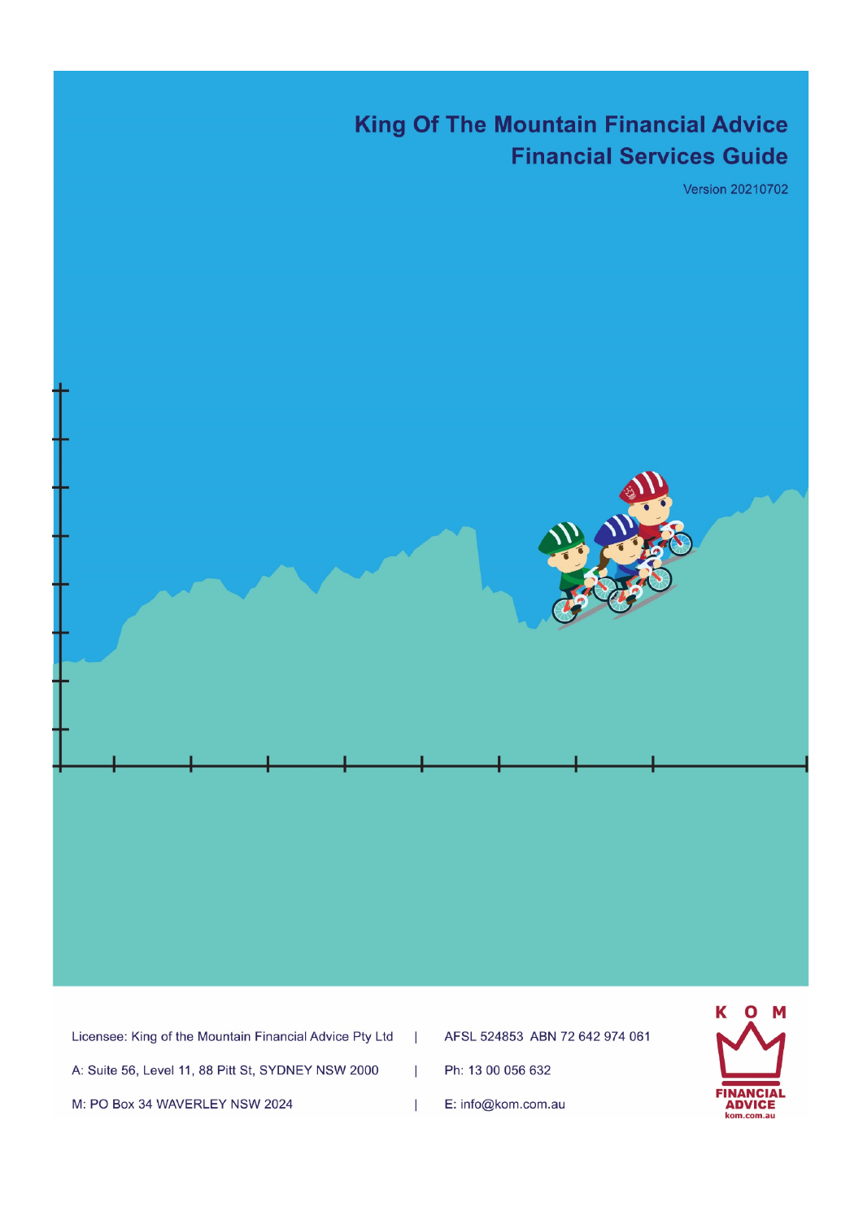# King Of The Mountain Financial Advice
# Financial Services Guide

Version 20210702

Licensee: King of the Mountain Financial Advice Pty Ltd | AFSL 524853 ABN 72 642 974 061

A: Suite 56, Level 11, 88 Pitt St, SYDNEY NSW 2000 | Ph: 13 00 056 632

M: PO Box 34 WAVERLEY NSW 2024 | E: info@kom.com.au

K O M
FINANCIAL ADVICE
kom.com.au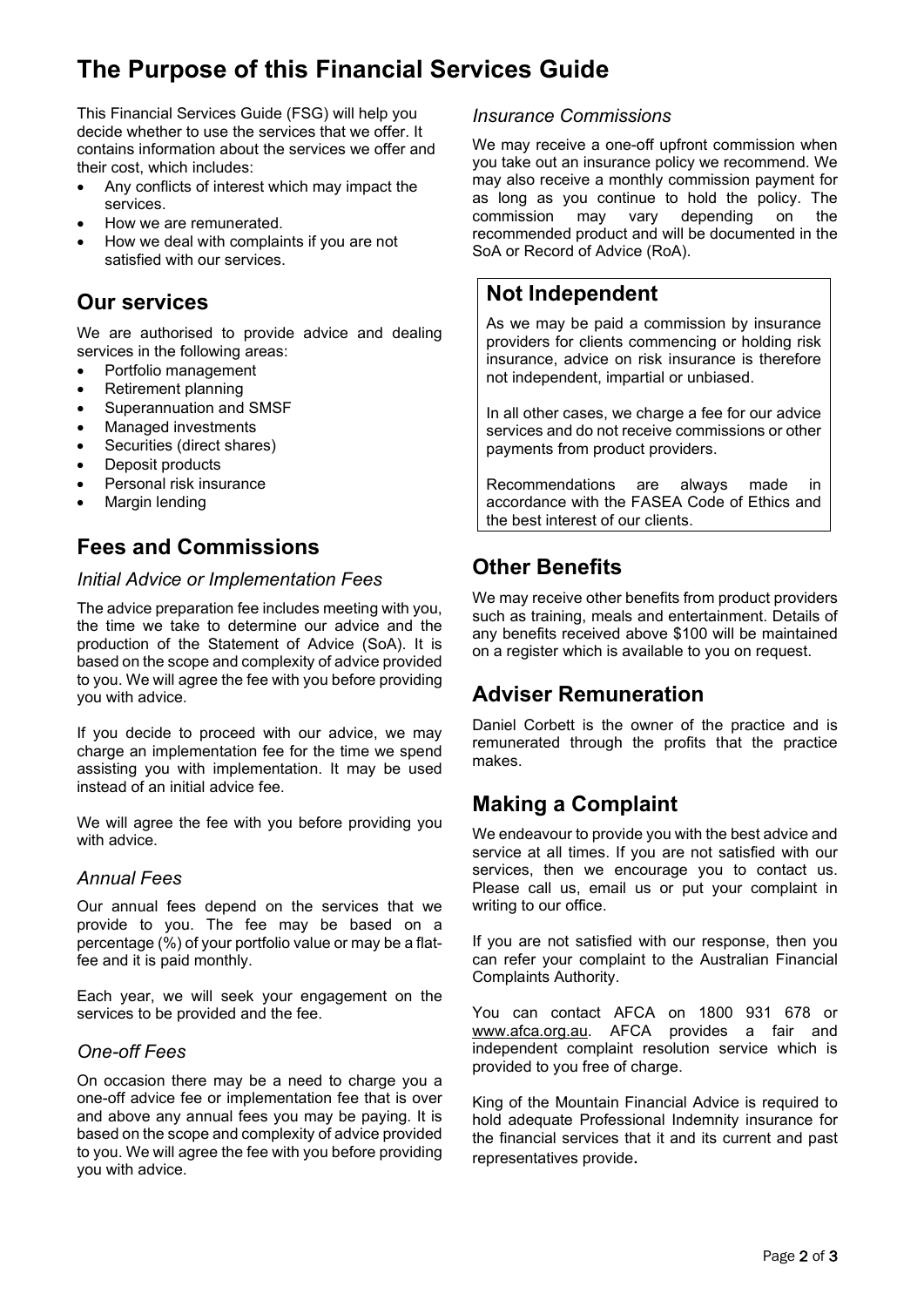# The Purpose of this Financial Services Guide

This Financial Services Guide (FSG) will help you decide whether to use the services that we offer. It contains information about the services we offer and their cost, which includes:

- Any conflicts of interest which may impact the services.
- How we are remunerated.
- How we deal with complaints if you are not satisfied with our services.

## Our services

We are authorised to provide advice and dealing services in the following areas:

- Portfolio management
- Retirement planning
- Superannuation and SMSF
- Managed investments
- Securities (direct shares)
- Deposit products
- Personal risk insurance
- Margin lending

## Fees and Commissions

### *Initial Advice or Implementation Fees*

The advice preparation fee includes meeting with you, the time we take to determine our advice and the production of the Statement of Advice (SoA). It is based on the scope and complexity of advice provided to you. We will agree the fee with you before providing you with advice.

If you decide to proceed with our advice, we may charge an implementation fee for the time we spend assisting you with implementation. It may be used instead of an initial advice fee.

We will agree the fee with you before providing you with advice.

### *Annual Fees*

Our annual fees depend on the services that we provide to you. The fee may be based on a percentage (%) of your portfolio value or may be a flat-fee and it is paid monthly.

Each year, we will seek your engagement on the services to be provided and the fee.

### *One-off Fees*

On occasion there may be a need to charge you a one-off advice fee or implementation fee that is over and above any annual fees you may be paying. It is based on the scope and complexity of advice provided to you. We will agree the fee with you before providing you with advice.

### *Insurance Commissions*

We may receive a one-off upfront commission when you take out an insurance policy we recommend. We may also receive a monthly commission payment for as long as you continue to hold the policy. The commission may vary depending on the recommended product and will be documented in the SoA or Record of Advice (RoA).

## Not Independent

As we may be paid a commission by insurance providers for clients commencing or holding risk insurance, advice on risk insurance is therefore not independent, impartial or unbiased.

In all other cases, we charge a fee for our advice services and do not receive commissions or other payments from product providers.

Recommendations are always made in accordance with the FASEA Code of Ethics and the best interest of our clients.

## Other Benefits

We may receive other benefits from product providers such as training, meals and entertainment. Details of any benefits received above $100 will be maintained on a register which is available to you on request.

## Adviser Remuneration

Daniel Corbett is the owner of the practice and is remunerated through the profits that the practice makes.

## Making a Complaint

We endeavour to provide you with the best advice and service at all times. If you are not satisfied with our services, then we encourage you to contact us. Please call us, email us or put your complaint in writing to our office.

If you are not satisfied with our response, then you can refer your complaint to the Australian Financial Complaints Authority.

You can contact AFCA on 1800 931 678 or www.afca.org.au. AFCA provides a fair and independent complaint resolution service which is provided to you free of charge.

King of the Mountain Financial Advice is required to hold adequate Professional Indemnity insurance for the financial services that it and its current and past representatives provide.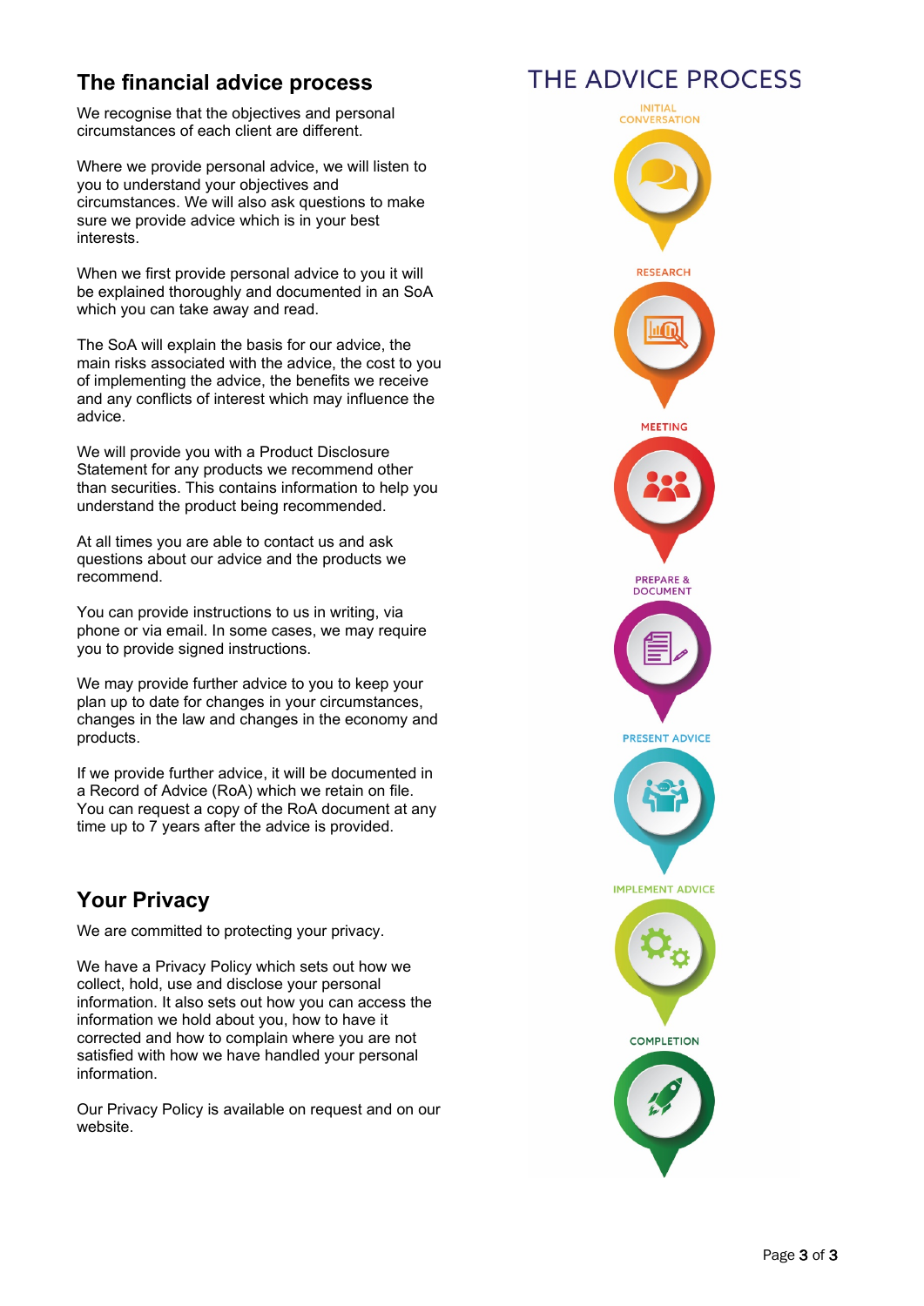## The financial advice process

We recognise that the objectives and personal circumstances of each client are different.

Where we provide personal advice, we will listen to you to understand your objectives and circumstances. We will also ask questions to make sure we provide advice which is in your best interests.

When we first provide personal advice to you it will be explained thoroughly and documented in an SoA which you can take away and read.

The SoA will explain the basis for our advice, the main risks associated with the advice, the cost to you of implementing the advice, the benefits we receive and any conflicts of interest which may influence the advice.

We will provide you with a Product Disclosure Statement for any products we recommend other than securities. This contains information to help you understand the product being recommended.

At all times you are able to contact us and ask questions about our advice and the products we recommend.

You can provide instructions to us in writing, via phone or via email. In some cases, we may require you to provide signed instructions.

We may provide further advice to you to keep your plan up to date for changes in your circumstances, changes in the law and changes in the economy and products.

If we provide further advice, it will be documented in a Record of Advice (RoA) which we retain on file. You can request a copy of the RoA document at any time up to 7 years after the advice is provided.

## Your Privacy

We are committed to protecting your privacy.

We have a Privacy Policy which sets out how we collect, hold, use and disclose your personal information. It also sets out how you can access the information we hold about you, how to have it corrected and how to complain where you are not satisfied with how we have handled your personal information.

Our Privacy Policy is available on request and on our website.

## THE ADVICE PROCESS

INITIAL CONVERSATION

RESEARCH

MEETING

PREPARE & DOCUMENT

PRESENT ADVICE

IMPLEMENT ADVICE

COMPLETION